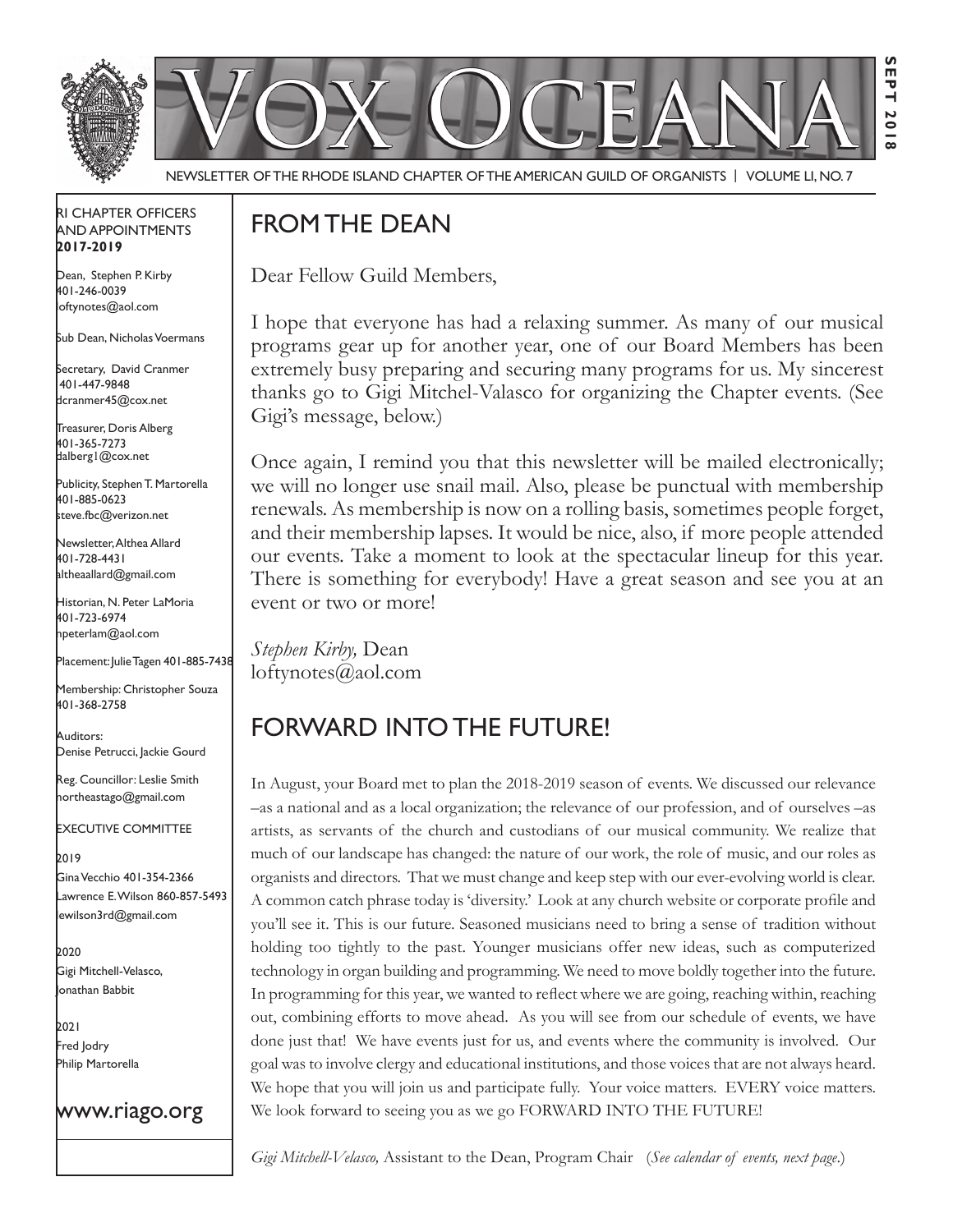# VOX OCEANA

NEWSLETTER OF THE RHODE ISLAND CHAPTER OF THE AMERICAN GUILD OF ORGANISTS | VOLUME LI, NO. 7

SEPT 2018

RI CHAPTER OFFICERS AND APPOINTMENTS
**2017-2019**

Dean, Stephen P. Kirby
401-246-0039
loftynotes@aol.com

Sub Dean, Nicholas Voermans

Secretary, David Cranmer
401-447-9848
dcranmer45@cox.net

Treasurer, Doris Alberg
401-365-7273
dalberg1@cox.net

Publicity, Stephen T. Martorella
401-885-0623
steve.fbc@verizon.net

Newsletter, Althea Allard
401-728-4431
altheaallard@gmail.com

Historian, N. Peter LaMoria
401-723-6974
npeterlam@aol.com

Placement: Julie Tagen 401-885-7438

Membership: Christopher Souza
401-368-2758

Auditors:
Denise Petrucci, Jackie Gourd

Reg. Councillor: Leslie Smith
northeastago@gmail.com

EXECUTIVE COMMITTEE

2019
Gina Vecchio 401-354-2366
Lawrence E. Wilson 860-857-5493
lewilson3rd@gmail.com

2020
Gigi Mitchell-Velasco,
Jonathan Babbit

2021
Fred Jodry
Philip Martorella

www.riago.org

## FROM THE DEAN

Dear Fellow Guild Members,

I hope that everyone has had a relaxing summer. As many of our musical programs gear up for another year, one of our Board Members has been extremely busy preparing and securing many programs for us. My sincerest thanks go to Gigi Mitchel-Valasco for organizing the Chapter events. (See Gigi's message, below.)

Once again, I remind you that this newsletter will be mailed electronically; we will no longer use snail mail. Also, please be punctual with membership renewals. As membership is now on a rolling basis, sometimes people forget, and their membership lapses. It would be nice, also, if more people attended our events. Take a moment to look at the spectacular lineup for this year. There is something for everybody! Have a great season and see you at an event or two or more!

*Stephen Kirby,* Dean
loftynotes@aol.com

## FORWARD INTO THE FUTURE!

In August, your Board met to plan the 2018-2019 season of events. We discussed our relevance –as a national and as a local organization; the relevance of our profession, and of ourselves –as artists, as servants of the church and custodians of our musical community. We realize that much of our landscape has changed: the nature of our work, the role of music, and our roles as organists and directors. That we must change and keep step with our ever-evolving world is clear. A common catch phrase today is 'diversity.' Look at any church website or corporate profile and you'll see it. This is our future. Seasoned musicians need to bring a sense of tradition without holding too tightly to the past. Younger musicians offer new ideas, such as computerized technology in organ building and programming. We need to move boldly together into the future. In programming for this year, we wanted to reflect where we are going, reaching within, reaching out, combining efforts to move ahead. As you will see from our schedule of events, we have done just that! We have events just for us, and events where the community is involved. Our goal was to involve clergy and educational institutions, and those voices that are not always heard. We hope that you will join us and participate fully. Your voice matters. EVERY voice matters. We look forward to seeing you as we go FORWARD INTO THE FUTURE!

*Gigi Mitchell-Velasco,* Assistant to the Dean, Program Chair (*See calendar of events, next page.*)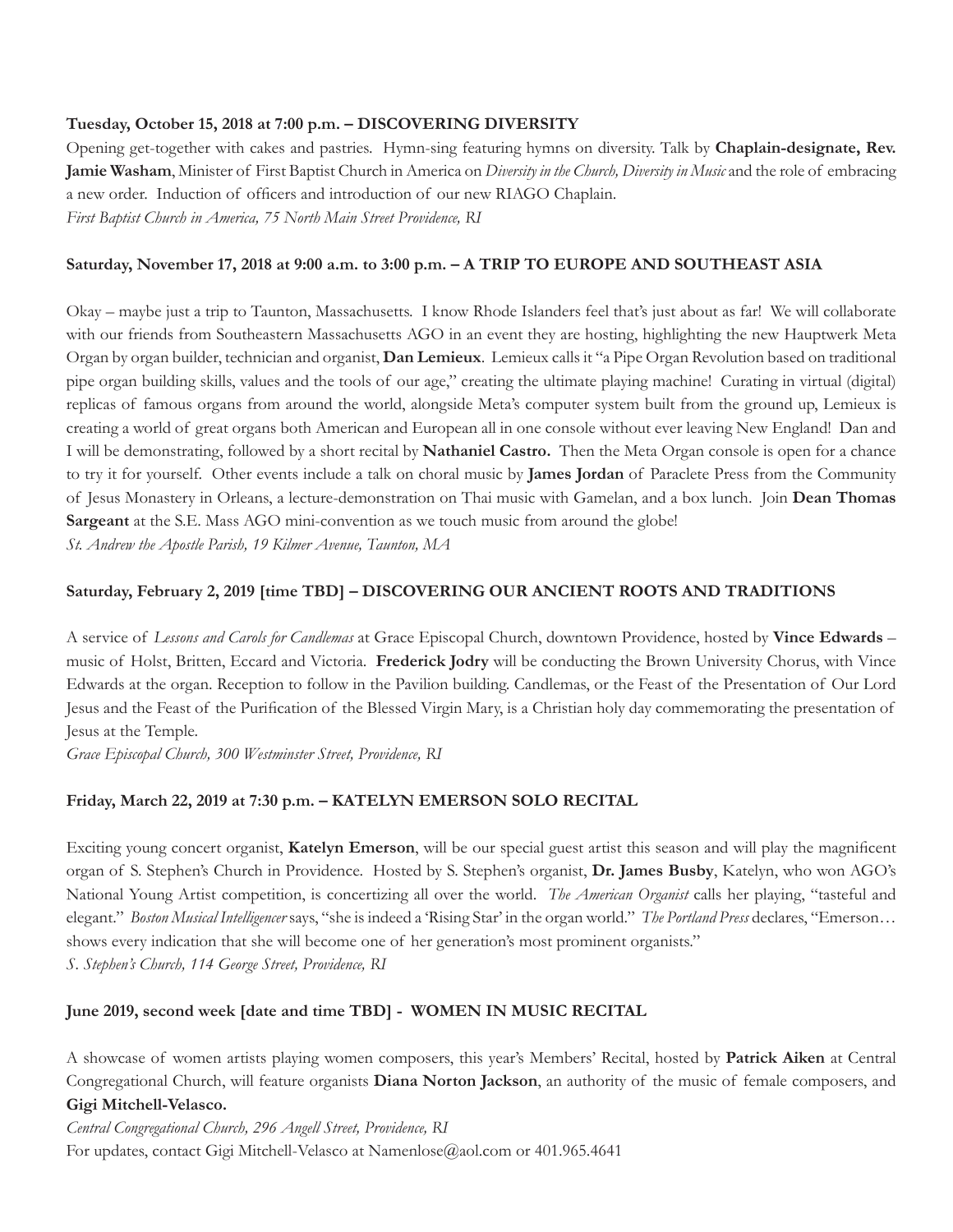**Tuesday, October 15, 2018 at 7:00 p.m. – DISCOVERING DIVERSITY**

Opening get-together with cakes and pastries. Hymn-sing featuring hymns on diversity. Talk by **Chaplain-designate, Rev. Jamie Washam**, Minister of First Baptist Church in America on *Diversity in the Church, Diversity in Music* and the role of embracing a new order. Induction of officers and introduction of our new RIAGO Chaplain.
*First Baptist Church in America, 75 North Main Street Providence, RI*

**Saturday, November 17, 2018 at 9:00 a.m. to 3:00 p.m. – A TRIP TO EUROPE AND SOUTHEAST ASIA**

Okay – maybe just a trip to Taunton, Massachusetts. I know Rhode Islanders feel that's just about as far! We will collaborate with our friends from Southeastern Massachusetts AGO in an event they are hosting, highlighting the new Hauptwerk Meta Organ by organ builder, technician and organist, **Dan Lemieux**. Lemieux calls it "a Pipe Organ Revolution based on traditional pipe organ building skills, values and the tools of our age," creating the ultimate playing machine! Curating in virtual (digital) replicas of famous organs from around the world, alongside Meta's computer system built from the ground up, Lemieux is creating a world of great organs both American and European all in one console without ever leaving New England! Dan and I will be demonstrating, followed by a short recital by **Nathaniel Castro.** Then the Meta Organ console is open for a chance to try it for yourself. Other events include a talk on choral music by **James Jordan** of Paraclete Press from the Community of Jesus Monastery in Orleans, a lecture-demonstration on Thai music with Gamelan, and a box lunch. Join **Dean Thomas Sargeant** at the S.E. Mass AGO mini-convention as we touch music from around the globe!
*St. Andrew the Apostle Parish, 19 Kilmer Avenue, Taunton, MA*

**Saturday, February 2, 2019 [time TBD] – DISCOVERING OUR ANCIENT ROOTS AND TRADITIONS**

A service of *Lessons and Carols for Candlemas* at Grace Episcopal Church, downtown Providence, hosted by **Vince Edwards** – music of Holst, Britten, Eccard and Victoria. **Frederick Jodry** will be conducting the Brown University Chorus, with Vince Edwards at the organ. Reception to follow in the Pavilion building. Candlemas, or the Feast of the Presentation of Our Lord Jesus and the Feast of the Purification of the Blessed Virgin Mary, is a Christian holy day commemorating the presentation of Jesus at the Temple.
*Grace Episcopal Church, 300 Westminster Street, Providence, RI*

**Friday, March 22, 2019 at 7:30 p.m. – KATELYN EMERSON SOLO RECITAL**

Exciting young concert organist, **Katelyn Emerson**, will be our special guest artist this season and will play the magnificent organ of S. Stephen's Church in Providence. Hosted by S. Stephen's organist, **Dr. James Busby**, Katelyn, who won AGO's National Young Artist competition, is concertizing all over the world. *The American Organist* calls her playing, "tasteful and elegant." *Boston Musical Intelligencer* says, "she is indeed a 'Rising Star' in the organ world." *The Portland Press* declares, "Emerson… shows every indication that she will become one of her generation's most prominent organists."
*S. Stephen's Church, 114 George Street, Providence, RI*

**June 2019, second week [date and time TBD] - WOMEN IN MUSIC RECITAL**

A showcase of women artists playing women composers, this year's Members' Recital, hosted by **Patrick Aiken** at Central Congregational Church, will feature organists **Diana Norton Jackson**, an authority of the music of female composers, and **Gigi Mitchell-Velasco.**
*Central Congregational Church, 296 Angell Street, Providence, RI*
For updates, contact Gigi Mitchell-Velasco at Namenlose@aol.com or 401.965.4641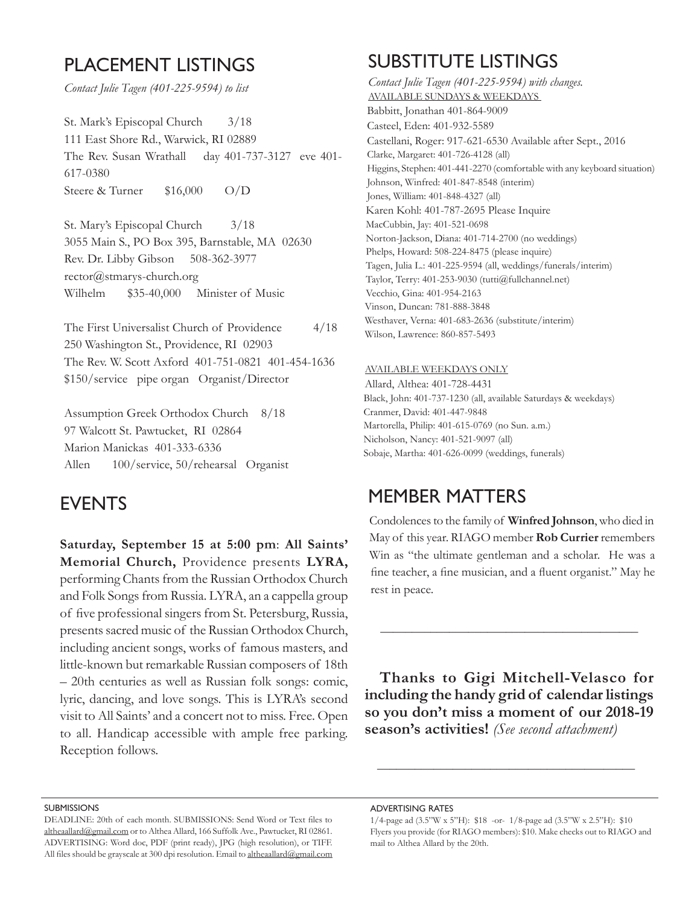## PLACEMENT LISTINGS

*Contact Julie Tagen (401-225-9594) to list*

St. Mark's Episcopal Church 3/18
111 East Shore Rd., Warwick, RI 02889
The Rev. Susan Wrathall day 401-737-3127 eve 401-617-0380
Steere & Turner $16,000 O/D

St. Mary's Episcopal Church 3/18
3055 Main S., PO Box 395, Barnstable, MA 02630
Rev. Dr. Libby Gibson 508-362-3977
rector@stmarys-church.org
Wilhelm $35-40,000 Minister of Music

The First Universalist Church of Providence 4/18
250 Washington St., Providence, RI 02903
The Rev. W. Scott Axford 401-751-0821 401-454-1636
$150/service pipe organ Organist/Director

Assumption Greek Orthodox Church 8/18
97 Walcott St. Pawtucket, RI 02864
Marion Manickas 401-333-6336
Allen 100/service, 50/rehearsal Organist

## EVENTS

**Saturday, September 15 at 5:00 pm**: **All Saints' Memorial Church,** Providence presents **LYRA,** performing Chants from the Russian Orthodox Church and Folk Songs from Russia. LYRA, an a cappella group of five professional singers from St. Petersburg, Russia, presents sacred music of the Russian Orthodox Church, including ancient songs, works of famous masters, and little-known but remarkable Russian composers of 18th – 20th centuries as well as Russian folk songs: comic, lyric, dancing, and love songs. This is LYRA's second visit to All Saints' and a concert not to miss. Free. Open to all. Handicap accessible with ample free parking. Reception follows.

## SUBSTITUTE LISTINGS

*Contact Julie Tagen (401-225-9594) with changes.*

AVAILABLE SUNDAYS & WEEKDAYS

Babbitt, Jonathan 401-864-9009
Casteel, Eden: 401-932-5589
Castellani, Roger: 917-621-6530 Available after Sept., 2016
Clarke, Margaret: 401-726-4128 (all)
Higgins, Stephen: 401-441-2270 (comfortable with any keyboard situation)
Johnson, Winfred: 401-847-8548 (interim)
Jones, William: 401-848-4327 (all)
Karen Kohl: 401-787-2695 Please Inquire
MacCubbin, Jay: 401-521-0698
Norton-Jackson, Diana: 401-714-2700 (no weddings)
Phelps, Howard: 508-224-8475 (please inquire)
Tagen, Julia L.: 401-225-9594 (all, weddings/funerals/interim)
Taylor, Terry: 401-253-9030 (tutti@fullchannel.net)
Vecchio, Gina: 401-954-2163
Vinson, Duncan: 781-888-3848
Westhaver, Verna: 401-683-2636 (substitute/interim)
Wilson, Lawrence: 860-857-5493

AVAILABLE WEEKDAYS ONLY

Allard, Althea: 401-728-4431
Black, John: 401-737-1230 (all, available Saturdays & weekdays)
Cranmer, David: 401-447-9848
Martorella, Philip: 401-615-0769 (no Sun. a.m.)
Nicholson, Nancy: 401-521-9097 (all)
Sobaje, Martha: 401-626-0099 (weddings, funerals)

## MEMBER MATTERS

Condolences to the family of **Winfred Johnson**, who died in May of this year. RIAGO member **Rob Currier** remembers Win as "the ultimate gentleman and a scholar. He was a fine teacher, a fine musician, and a fluent organist." May he rest in peace.

---

**Thanks to Gigi Mitchell-Velasco for including the handy grid of calendar listings so you don't miss a moment of our 2018-19 season's activities!** *(See second attachment)*

---

SUBMISSIONS

DEADLINE: 20th of each month. SUBMISSIONS: Send Word or Text files to altheaallard@gmail.com or to Althea Allard, 166 Suffolk Ave., Pawtucket, RI 02861. ADVERTISING: Word doc, PDF (print ready), JPG (high resolution), or TIFF. All files should be grayscale at 300 dpi resolution. Email to altheaallard@gmail.com

ADVERTISING RATES

1/4-page ad (3.5"W x 5"H): $18 -or- 1/8-page ad (3.5"W x 2.5"H): $10
Flyers you provide (for RIAGO members): $10. Make checks out to RIAGO and mail to Althea Allard by the 20th.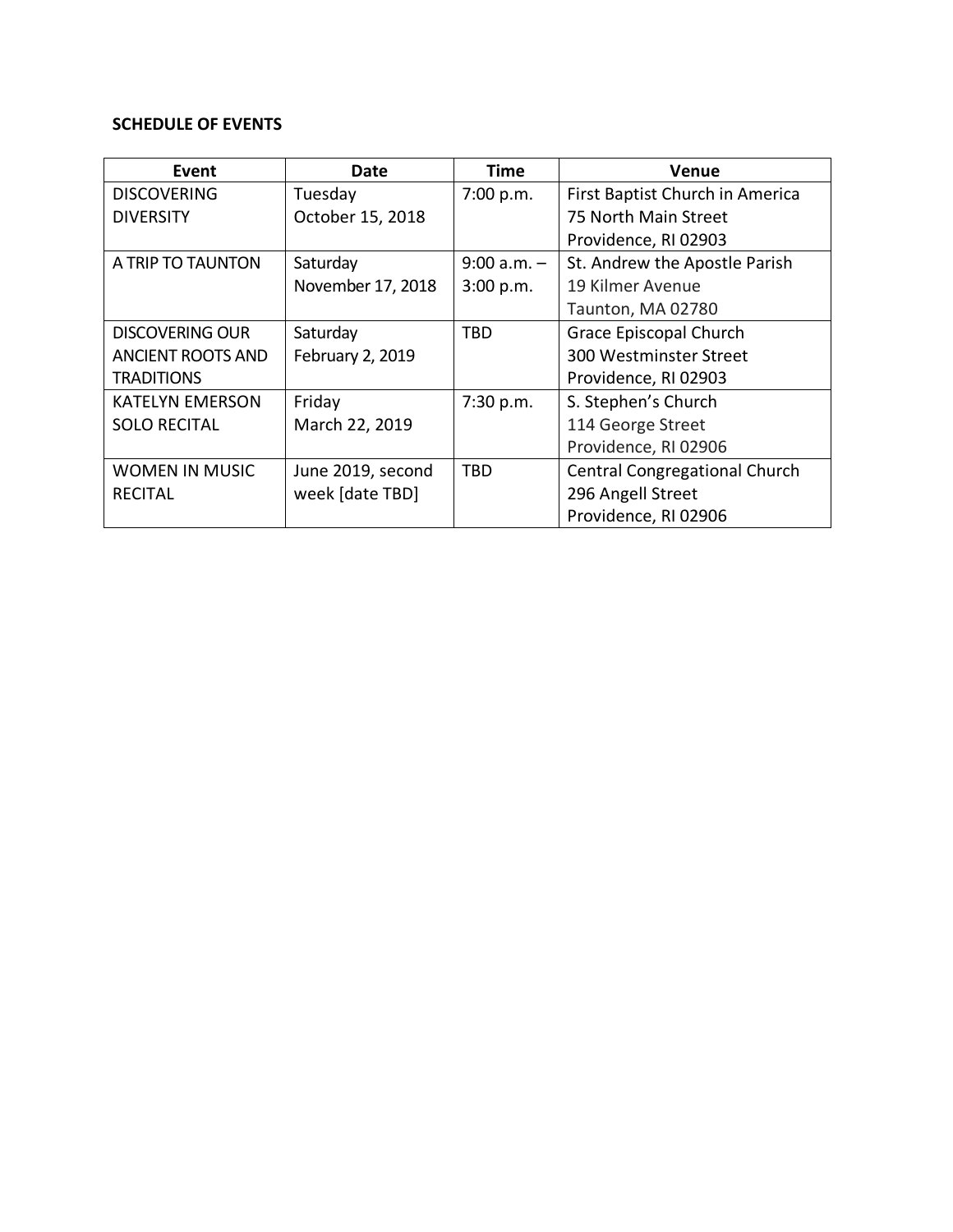**SCHEDULE OF EVENTS**

| Event | Date | Time | Venue |
| --- | --- | --- | --- |
| DISCOVERING DIVERSITY | Tuesday October 15, 2018 | 7:00 p.m. | First Baptist Church in America 75 North Main Street Providence, RI 02903 |
| A TRIP TO TAUNTON | Saturday November 17, 2018 | 9:00 a.m. – 3:00 p.m. | St. Andrew the Apostle Parish 19 Kilmer Avenue Taunton, MA 02780 |
| DISCOVERING OUR ANCIENT ROOTS AND TRADITIONS | Saturday February 2, 2019 | TBD | Grace Episcopal Church 300 Westminster Street Providence, RI 02903 |
| KATELYN EMERSON SOLO RECITAL | Friday March 22, 2019 | 7:30 p.m. | S. Stephen's Church 114 George Street Providence, RI 02906 |
| WOMEN IN MUSIC RECITAL | June 2019, second week [date TBD] | TBD | Central Congregational Church 296 Angell Street Providence, RI 02906 |